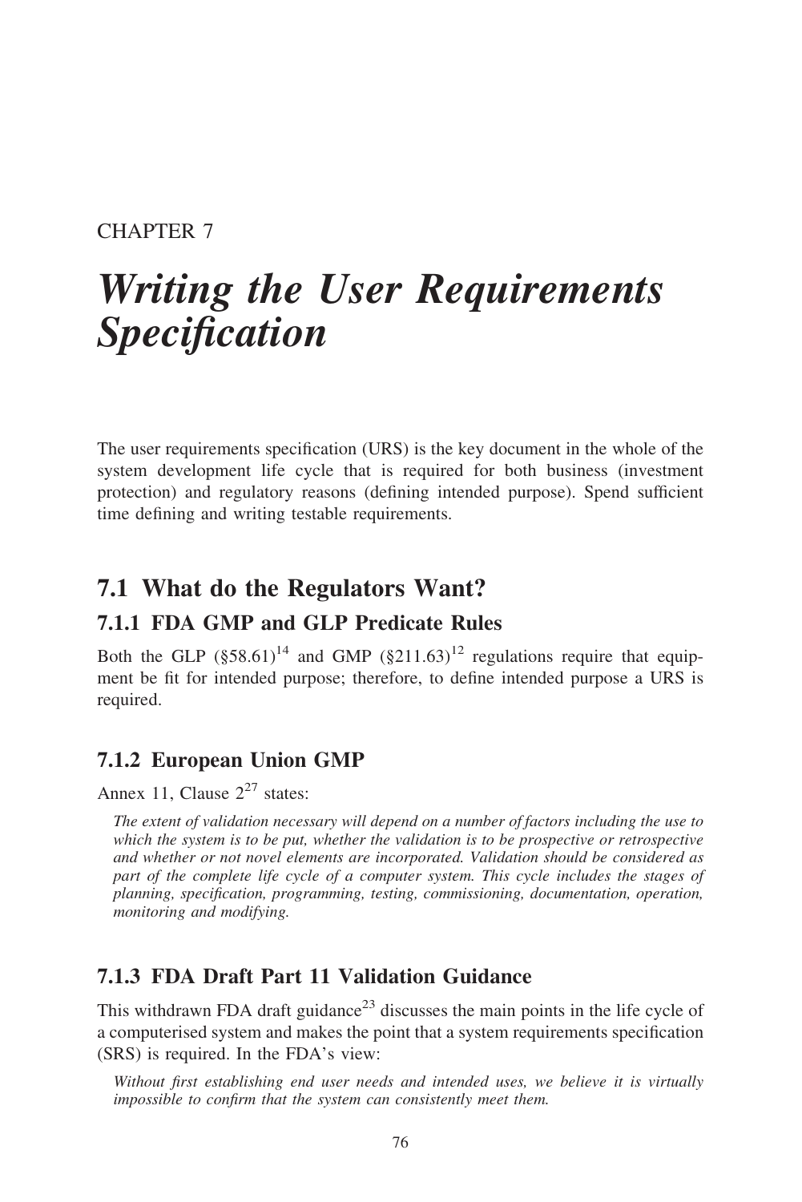CHAPTER 7

# *Writing the User Requirements Specification*

The user requirements specification (URS) is the key document in the whole of the system development life cycle that is required for both business (investment protection) and regulatory reasons (defining intended purpose). Spend sufficient time defining and writing testable requirements.

## 7.1 What do the Regulators Want?

### 7.1.1 FDA GMP and GLP Predicate Rules

Both the GLP (§58.61)[14] and GMP (§211.63)[12] regulations require that equipment be fit for intended purpose; therefore, to define intended purpose a URS is required.

### 7.1.2 European Union GMP

Annex 11, Clause 2[27] states:

> *The extent of validation necessary will depend on a number of factors including the use to which the system is to be put, whether the validation is to be prospective or retrospective and whether or not novel elements are incorporated. Validation should be considered as part of the complete life cycle of a computer system. This cycle includes the stages of planning, specification, programming, testing, commissioning, documentation, operation, monitoring and modifying.*

### 7.1.3 FDA Draft Part 11 Validation Guidance

This withdrawn FDA draft guidance[23] discusses the main points in the life cycle of a computerised system and makes the point that a system requirements specification (SRS) is required. In the FDA's view:

> *Without first establishing end user needs and intended uses, we believe it is virtually impossible to confirm that the system can consistently meet them.*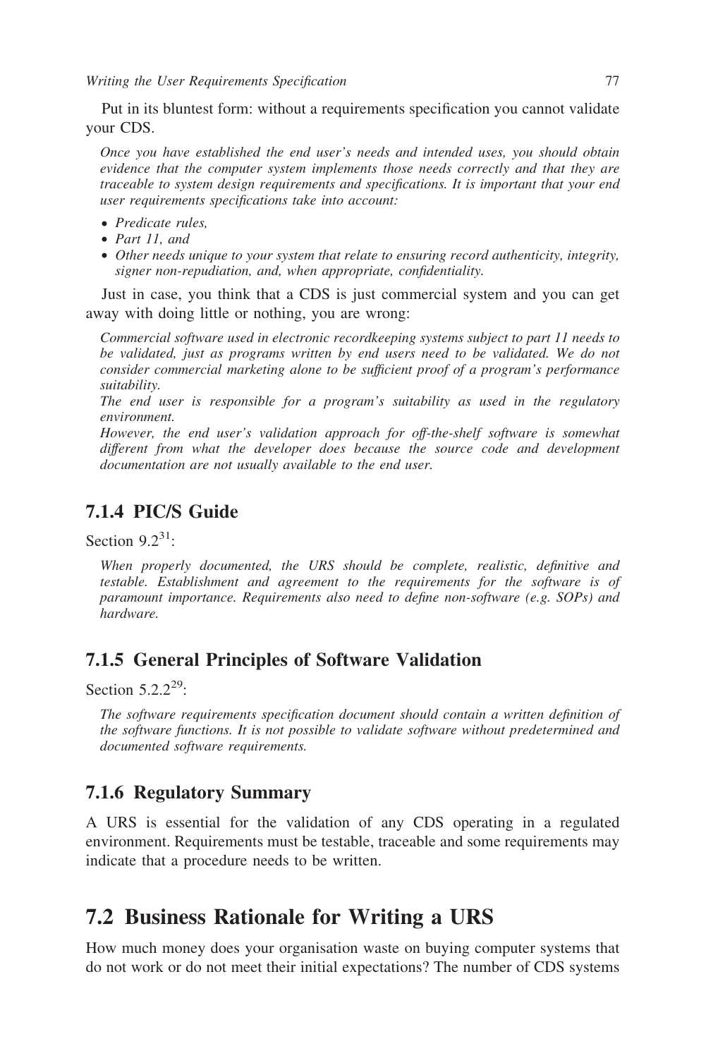Put in its bluntest form: without a requirements specification you cannot validate your CDS.

> *Once you have established the end user's needs and intended uses, you should obtain evidence that the computer system implements those needs correctly and that they are traceable to system design requirements and specifications. It is important that your end user requirements specifications take into account:*
>
> - *Predicate rules,*
> - *Part 11, and*
> - *Other needs unique to your system that relate to ensuring record authenticity, integrity, signer non-repudiation, and, when appropriate, confidentiality.*

Just in case, you think that a CDS is just commercial system and you can get away with doing little or nothing, you are wrong:

> *Commercial software used in electronic recordkeeping systems subject to part 11 needs to be validated, just as programs written by end users need to be validated. We do not consider commercial marketing alone to be sufficient proof of a program's performance suitability.*
>
> *The end user is responsible for a program's suitability as used in the regulatory environment.*
>
> *However, the end user's validation approach for off-the-shelf software is somewhat different from what the developer does because the source code and development documentation are not usually available to the end user.*

### 7.1.4 PIC/S Guide

Section 9.2[31]:

> *When properly documented, the URS should be complete, realistic, definitive and testable. Establishment and agreement to the requirements for the software is of paramount importance. Requirements also need to define non-software (e.g. SOPs) and hardware.*

### 7.1.5 General Principles of Software Validation

Section 5.2.2[29]:

> *The software requirements specification document should contain a written definition of the software functions. It is not possible to validate software without predetermined and documented software requirements.*

### 7.1.6 Regulatory Summary

A URS is essential for the validation of any CDS operating in a regulated environment. Requirements must be testable, traceable and some requirements may indicate that a procedure needs to be written.

## 7.2 Business Rationale for Writing a URS

How much money does your organisation waste on buying computer systems that do not work or do not meet their initial expectations? The number of CDS systems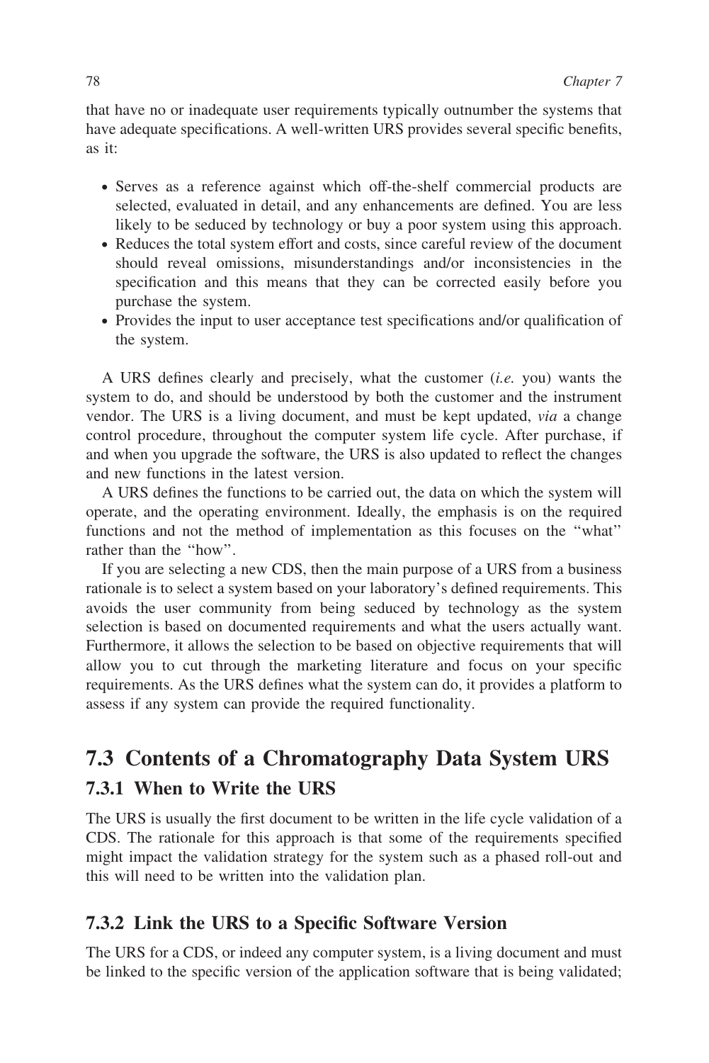that have no or inadequate user requirements typically outnumber the systems that have adequate specifications. A well-written URS provides several specific benefits, as it:

- Serves as a reference against which off-the-shelf commercial products are selected, evaluated in detail, and any enhancements are defined. You are less likely to be seduced by technology or buy a poor system using this approach.
- Reduces the total system effort and costs, since careful review of the document should reveal omissions, misunderstandings and/or inconsistencies in the specification and this means that they can be corrected easily before you purchase the system.
- Provides the input to user acceptance test specifications and/or qualification of the system.

A URS defines clearly and precisely, what the customer (*i.e.* you) wants the system to do, and should be understood by both the customer and the instrument vendor. The URS is a living document, and must be kept updated, *via* a change control procedure, throughout the computer system life cycle. After purchase, if and when you upgrade the software, the URS is also updated to reflect the changes and new functions in the latest version.

A URS defines the functions to be carried out, the data on which the system will operate, and the operating environment. Ideally, the emphasis is on the required functions and not the method of implementation as this focuses on the "what" rather than the "how".

If you are selecting a new CDS, then the main purpose of a URS from a business rationale is to select a system based on your laboratory's defined requirements. This avoids the user community from being seduced by technology as the system selection is based on documented requirements and what the users actually want. Furthermore, it allows the selection to be based on objective requirements that will allow you to cut through the marketing literature and focus on your specific requirements. As the URS defines what the system can do, it provides a platform to assess if any system can provide the required functionality.

## 7.3 Contents of a Chromatography Data System URS

### 7.3.1 When to Write the URS

The URS is usually the first document to be written in the life cycle validation of a CDS. The rationale for this approach is that some of the requirements specified might impact the validation strategy for the system such as a phased roll-out and this will need to be written into the validation plan.

### 7.3.2 Link the URS to a Specific Software Version

The URS for a CDS, or indeed any computer system, is a living document and must be linked to the specific version of the application software that is being validated;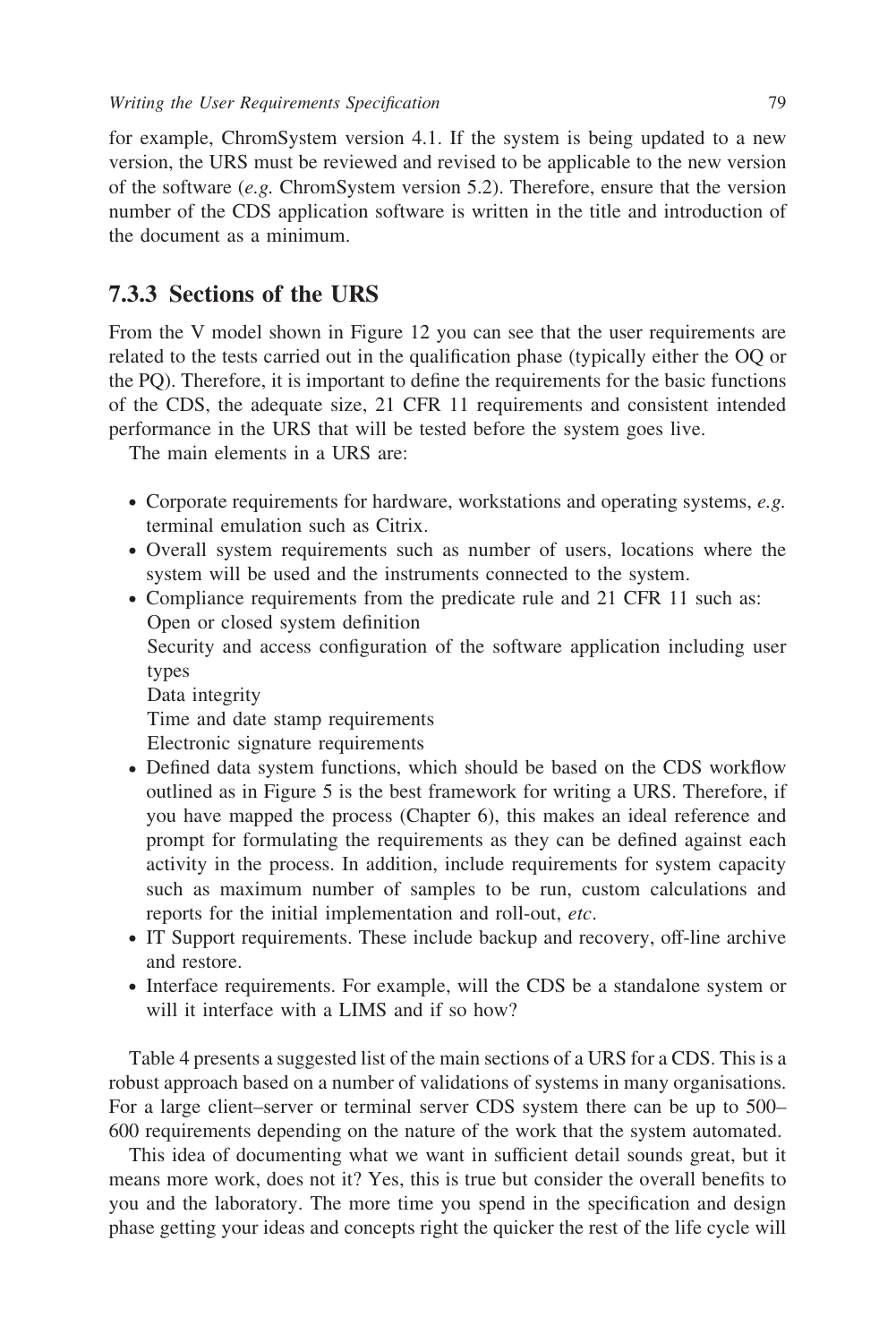for example, ChromSystem version 4.1. If the system is being updated to a new version, the URS must be reviewed and revised to be applicable to the new version of the software (*e.g.* ChromSystem version 5.2). Therefore, ensure that the version number of the CDS application software is written in the title and introduction of the document as a minimum.

### 7.3.3 Sections of the URS

From the V model shown in Figure 12 you can see that the user requirements are related to the tests carried out in the qualification phase (typically either the OQ or the PQ). Therefore, it is important to define the requirements for the basic functions of the CDS, the adequate size, 21 CFR 11 requirements and consistent intended performance in the URS that will be tested before the system goes live.

The main elements in a URS are:

- Corporate requirements for hardware, workstations and operating systems, *e.g.* terminal emulation such as Citrix.
- Overall system requirements such as number of users, locations where the system will be used and the instruments connected to the system.
- Compliance requirements from the predicate rule and 21 CFR 11 such as:
  Open or closed system definition
  Security and access configuration of the software application including user types
  Data integrity
  Time and date stamp requirements
  Electronic signature requirements
- Defined data system functions, which should be based on the CDS workflow outlined as in Figure 5 is the best framework for writing a URS. Therefore, if you have mapped the process (Chapter 6), this makes an ideal reference and prompt for formulating the requirements as they can be defined against each activity in the process. In addition, include requirements for system capacity such as maximum number of samples to be run, custom calculations and reports for the initial implementation and roll-out, *etc*.
- IT Support requirements. These include backup and recovery, off-line archive and restore.
- Interface requirements. For example, will the CDS be a standalone system or will it interface with a LIMS and if so how?

Table 4 presents a suggested list of the main sections of a URS for a CDS. This is a robust approach based on a number of validations of systems in many organisations. For a large client–server or terminal server CDS system there can be up to 500–600 requirements depending on the nature of the work that the system automated.

This idea of documenting what we want in sufficient detail sounds great, but it means more work, does not it? Yes, this is true but consider the overall benefits to you and the laboratory. The more time you spend in the specification and design phase getting your ideas and concepts right the quicker the rest of the life cycle will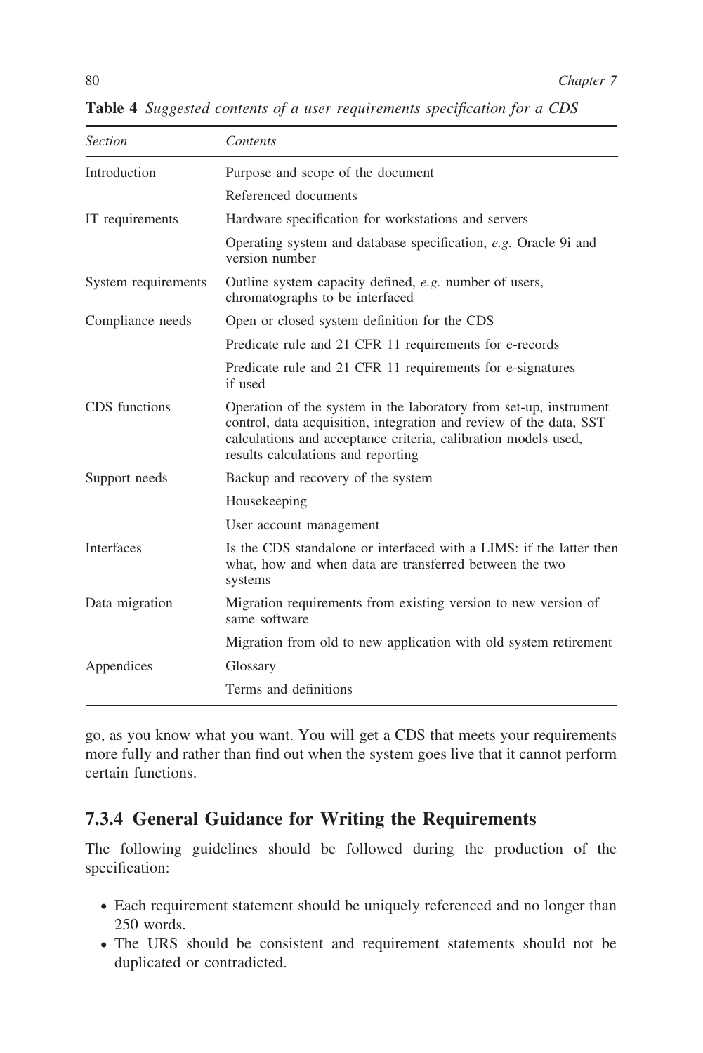**Table 4** *Suggested contents of a user requirements specification for a CDS*

| *Section* | *Contents* |
|---|---|
| Introduction | Purpose and scope of the document |
| | Referenced documents |
| IT requirements | Hardware specification for workstations and servers |
| | Operating system and database specification, *e.g.* Oracle 9i and version number |
| System requirements | Outline system capacity defined, *e.g.* number of users, chromatographs to be interfaced |
| Compliance needs | Open or closed system definition for the CDS |
| | Predicate rule and 21 CFR 11 requirements for e-records |
| | Predicate rule and 21 CFR 11 requirements for e-signatures if used |
| CDS functions | Operation of the system in the laboratory from set-up, instrument control, data acquisition, integration and review of the data, SST calculations and acceptance criteria, calibration models used, results calculations and reporting |
| Support needs | Backup and recovery of the system |
| | Housekeeping |
| | User account management |
| Interfaces | Is the CDS standalone or interfaced with a LIMS: if the latter then what, how and when data are transferred between the two systems |
| Data migration | Migration requirements from existing version to new version of same software |
| | Migration from old to new application with old system retirement |
| Appendices | Glossary |
| | Terms and definitions |

go, as you know what you want. You will get a CDS that meets your requirements more fully and rather than find out when the system goes live that it cannot perform certain functions.

## 7.3.4 General Guidance for Writing the Requirements

The following guidelines should be followed during the production of the specification:

- Each requirement statement should be uniquely referenced and no longer than 250 words.
- The URS should be consistent and requirement statements should not be duplicated or contradicted.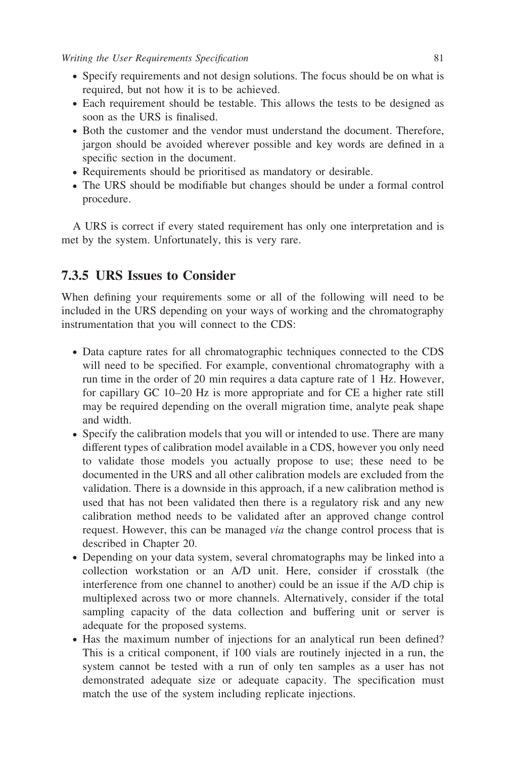- Specify requirements and not design solutions. The focus should be on what is required, but not how it is to be achieved.
- Each requirement should be testable. This allows the tests to be designed as soon as the URS is finalised.
- Both the customer and the vendor must understand the document. Therefore, jargon should be avoided wherever possible and key words are defined in a specific section in the document.
- Requirements should be prioritised as mandatory or desirable.
- The URS should be modifiable but changes should be under a formal control procedure.

A URS is correct if every stated requirement has only one interpretation and is met by the system. Unfortunately, this is very rare.

### 7.3.5 URS Issues to Consider

When defining your requirements some or all of the following will need to be included in the URS depending on your ways of working and the chromatography instrumentation that you will connect to the CDS:

- Data capture rates for all chromatographic techniques connected to the CDS will need to be specified. For example, conventional chromatography with a run time in the order of 20 min requires a data capture rate of 1 Hz. However, for capillary GC 10–20 Hz is more appropriate and for CE a higher rate still may be required depending on the overall migration time, analyte peak shape and width.
- Specify the calibration models that you will or intended to use. There are many different types of calibration model available in a CDS, however you only need to validate those models you actually propose to use; these need to be documented in the URS and all other calibration models are excluded from the validation. There is a downside in this approach, if a new calibration method is used that has not been validated then there is a regulatory risk and any new calibration method needs to be validated after an approved change control request. However, this can be managed *via* the change control process that is described in Chapter 20.
- Depending on your data system, several chromatographs may be linked into a collection workstation or an A/D unit. Here, consider if crosstalk (the interference from one channel to another) could be an issue if the A/D chip is multiplexed across two or more channels. Alternatively, consider if the total sampling capacity of the data collection and buffering unit or server is adequate for the proposed systems.
- Has the maximum number of injections for an analytical run been defined? This is a critical component, if 100 vials are routinely injected in a run, the system cannot be tested with a run of only ten samples as a user has not demonstrated adequate size or adequate capacity. The specification must match the use of the system including replicate injections.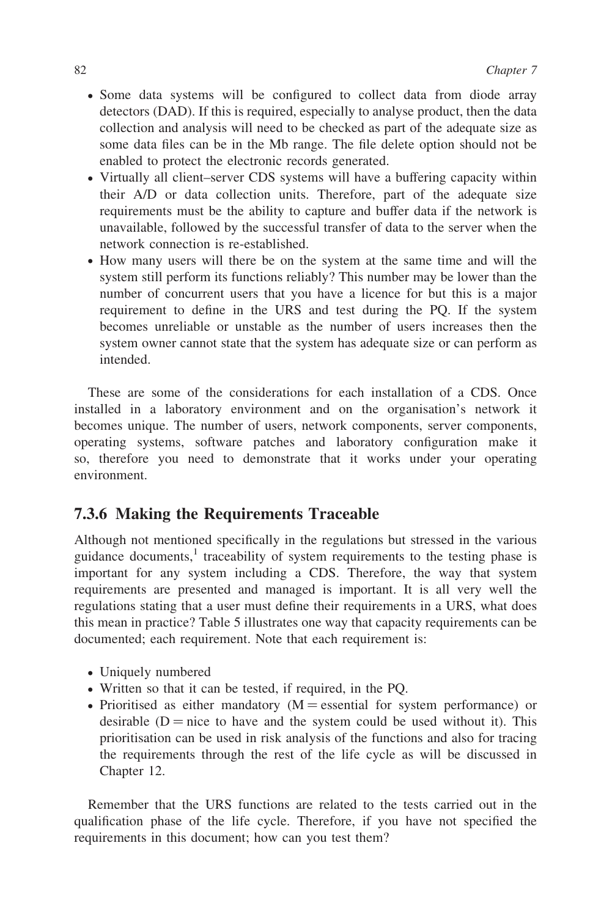- Some data systems will be configured to collect data from diode array detectors (DAD). If this is required, especially to analyse product, then the data collection and analysis will need to be checked as part of the adequate size as some data files can be in the Mb range. The file delete option should not be enabled to protect the electronic records generated.
- Virtually all client–server CDS systems will have a buffering capacity within their A/D or data collection units. Therefore, part of the adequate size requirements must be the ability to capture and buffer data if the network is unavailable, followed by the successful transfer of data to the server when the network connection is re-established.
- How many users will there be on the system at the same time and will the system still perform its functions reliably? This number may be lower than the number of concurrent users that you have a licence for but this is a major requirement to define in the URS and test during the PQ. If the system becomes unreliable or unstable as the number of users increases then the system owner cannot state that the system has adequate size or can perform as intended.

These are some of the considerations for each installation of a CDS. Once installed in a laboratory environment and on the organisation's network it becomes unique. The number of users, network components, server components, operating systems, software patches and laboratory configuration make it so, therefore you need to demonstrate that it works under your operating environment.

### 7.3.6 Making the Requirements Traceable

Although not mentioned specifically in the regulations but stressed in the various guidance documents,[1] traceability of system requirements to the testing phase is important for any system including a CDS. Therefore, the way that system requirements are presented and managed is important. It is all very well the regulations stating that a user must define their requirements in a URS, what does this mean in practice? Table 5 illustrates one way that capacity requirements can be documented; each requirement. Note that each requirement is:

- Uniquely numbered
- Written so that it can be tested, if required, in the PQ.
- Prioritised as either mandatory (M = essential for system performance) or desirable (D = nice to have and the system could be used without it). This prioritisation can be used in risk analysis of the functions and also for tracing the requirements through the rest of the life cycle as will be discussed in Chapter 12.

Remember that the URS functions are related to the tests carried out in the qualification phase of the life cycle. Therefore, if you have not specified the requirements in this document; how can you test them?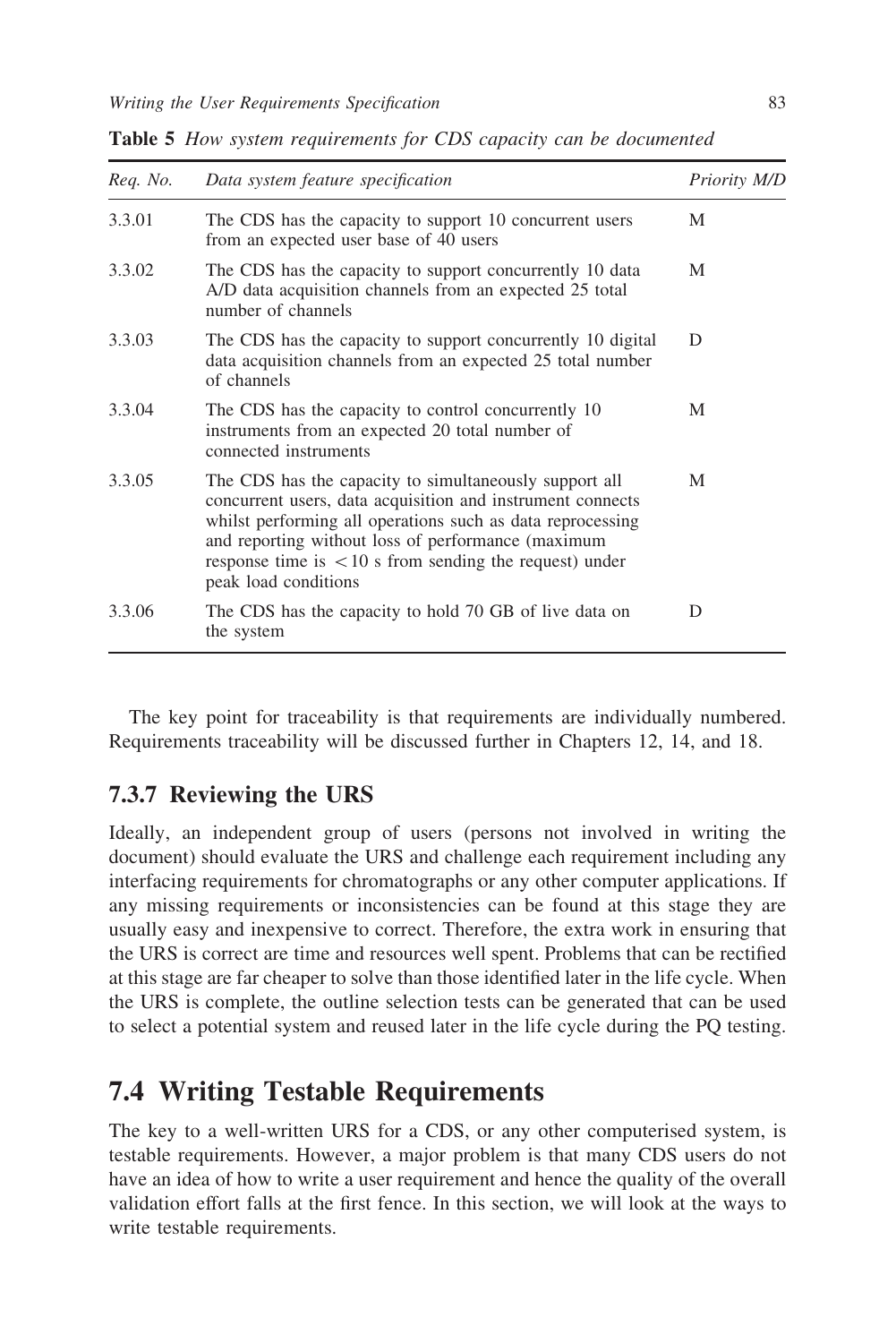**Table 5** *How system requirements for CDS capacity can be documented*

| *Req. No.* | *Data system feature specification* | *Priority M/D* |
|---|---|---|
| 3.3.01 | The CDS has the capacity to support 10 concurrent users from an expected user base of 40 users | M |
| 3.3.02 | The CDS has the capacity to support concurrently 10 data A/D data acquisition channels from an expected 25 total number of channels | M |
| 3.3.03 | The CDS has the capacity to support concurrently 10 digital data acquisition channels from an expected 25 total number of channels | D |
| 3.3.04 | The CDS has the capacity to control concurrently 10 instruments from an expected 20 total number of connected instruments | M |
| 3.3.05 | The CDS has the capacity to simultaneously support all concurrent users, data acquisition and instrument connects whilst performing all operations such as data reprocessing and reporting without loss of performance (maximum response time is $<10$ s from sending the request) under peak load conditions | M |
| 3.3.06 | The CDS has the capacity to hold 70 GB of live data on the system | D |

The key point for traceability is that requirements are individually numbered. Requirements traceability will be discussed further in Chapters 12, 14, and 18.

### 7.3.7 Reviewing the URS

Ideally, an independent group of users (persons not involved in writing the document) should evaluate the URS and challenge each requirement including any interfacing requirements for chromatographs or any other computer applications. If any missing requirements or inconsistencies can be found at this stage they are usually easy and inexpensive to correct. Therefore, the extra work in ensuring that the URS is correct are time and resources well spent. Problems that can be rectified at this stage are far cheaper to solve than those identified later in the life cycle. When the URS is complete, the outline selection tests can be generated that can be used to select a potential system and reused later in the life cycle during the PQ testing.

## 7.4 Writing Testable Requirements

The key to a well-written URS for a CDS, or any other computerised system, is testable requirements. However, a major problem is that many CDS users do not have an idea of how to write a user requirement and hence the quality of the overall validation effort falls at the first fence. In this section, we will look at the ways to write testable requirements.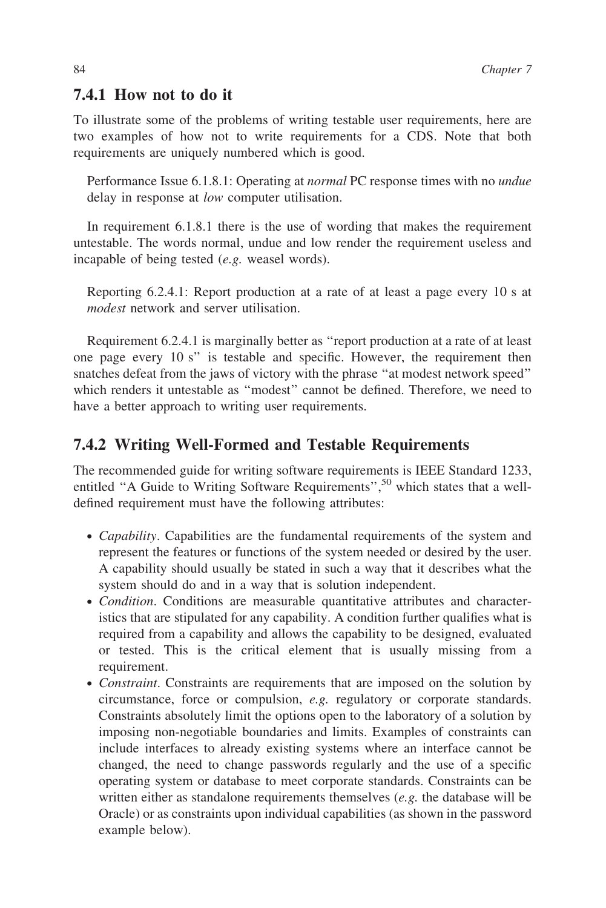### 7.4.1 How not to do it

To illustrate some of the problems of writing testable user requirements, here are two examples of how not to write requirements for a CDS. Note that both requirements are uniquely numbered which is good.

> Performance Issue 6.1.8.1: Operating at *normal* PC response times with no *undue* delay in response at *low* computer utilisation.

In requirement 6.1.8.1 there is the use of wording that makes the requirement untestable. The words normal, undue and low render the requirement useless and incapable of being tested (*e.g.* weasel words).

> Reporting 6.2.4.1: Report production at a rate of at least a page every 10 s at *modest* network and server utilisation.

Requirement 6.2.4.1 is marginally better as "report production at a rate of at least one page every 10 s" is testable and specific. However, the requirement then snatches defeat from the jaws of victory with the phrase "at modest network speed" which renders it untestable as "modest" cannot be defined. Therefore, we need to have a better approach to writing user requirements.

### 7.4.2 Writing Well-Formed and Testable Requirements

The recommended guide for writing software requirements is IEEE Standard 1233, entitled "A Guide to Writing Software Requirements",[50] which states that a well-defined requirement must have the following attributes:

- *Capability*. Capabilities are the fundamental requirements of the system and represent the features or functions of the system needed or desired by the user. A capability should usually be stated in such a way that it describes what the system should do and in a way that is solution independent.
- *Condition*. Conditions are measurable quantitative attributes and characteristics that are stipulated for any capability. A condition further qualifies what is required from a capability and allows the capability to be designed, evaluated or tested. This is the critical element that is usually missing from a requirement.
- *Constraint*. Constraints are requirements that are imposed on the solution by circumstance, force or compulsion, *e.g.* regulatory or corporate standards. Constraints absolutely limit the options open to the laboratory of a solution by imposing non-negotiable boundaries and limits. Examples of constraints can include interfaces to already existing systems where an interface cannot be changed, the need to change passwords regularly and the use of a specific operating system or database to meet corporate standards. Constraints can be written either as standalone requirements themselves (*e.g.* the database will be Oracle) or as constraints upon individual capabilities (as shown in the password example below).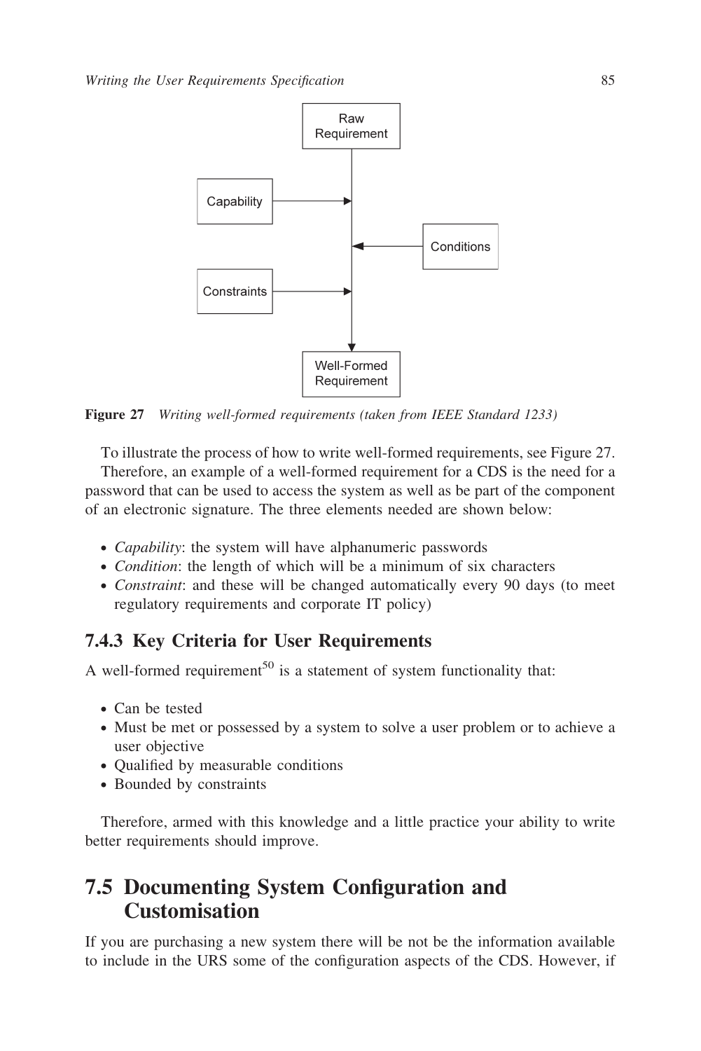Figure 27 *Writing well-formed requirements (taken from IEEE Standard 1233)*

To illustrate the process of how to write well-formed requirements, see Figure 27.

Therefore, an example of a well-formed requirement for a CDS is the need for a password that can be used to access the system as well as be part of the component of an electronic signature. The three elements needed are shown below:

- *Capability*: the system will have alphanumeric passwords
- *Condition*: the length of which will be a minimum of six characters
- *Constraint*: and these will be changed automatically every 90 days (to meet regulatory requirements and corporate IT policy)

### 7.4.3 Key Criteria for User Requirements

A well-formed requirement[50] is a statement of system functionality that:

- Can be tested
- Must be met or possessed by a system to solve a user problem or to achieve a user objective
- Qualified by measurable conditions
- Bounded by constraints

Therefore, armed with this knowledge and a little practice your ability to write better requirements should improve.

## 7.5 Documenting System Configuration and Customisation

If you are purchasing a new system there will be not be the information available to include in the URS some of the configuration aspects of the CDS. However, if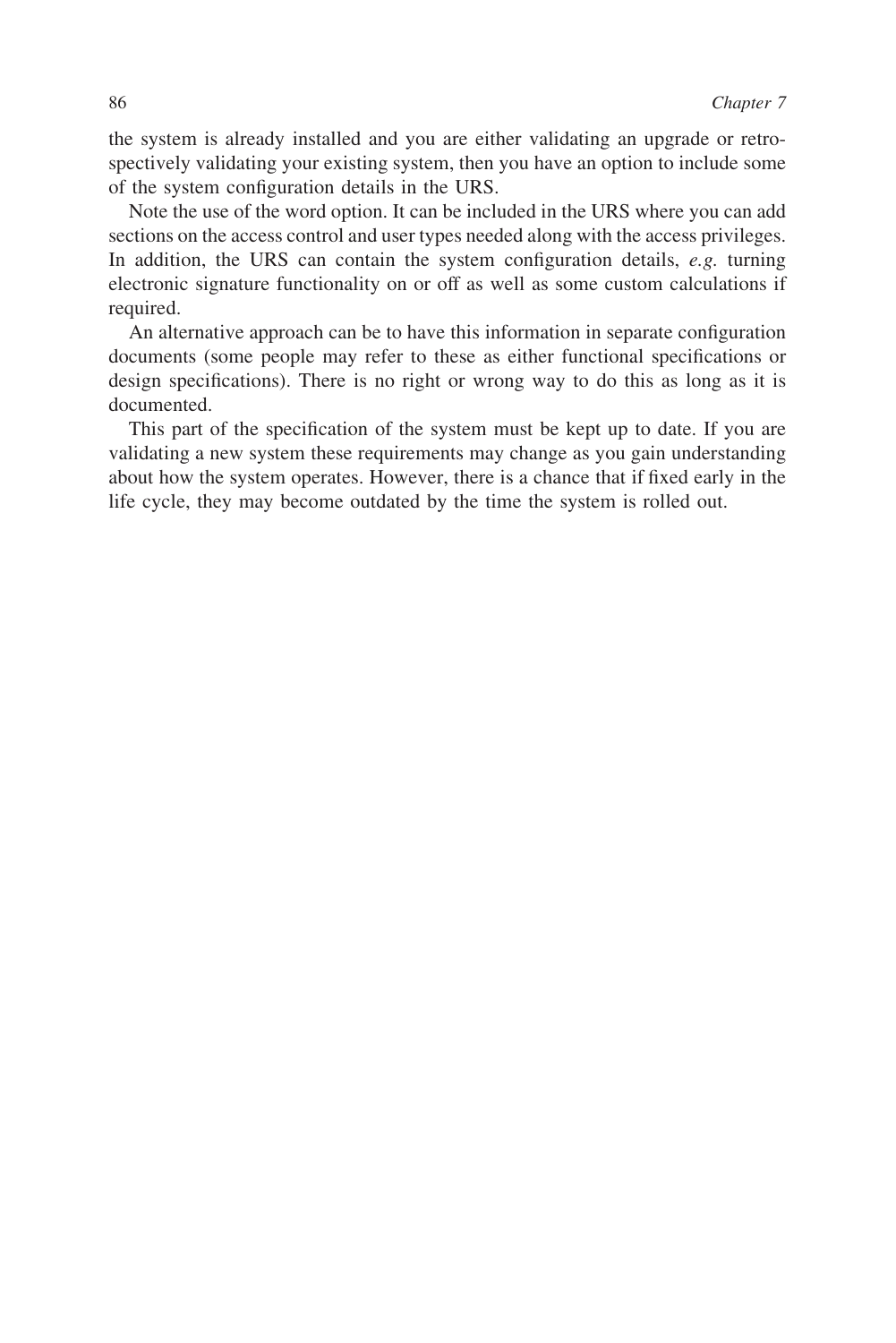the system is already installed and you are either validating an upgrade or retrospectively validating your existing system, then you have an option to include some of the system configuration details in the URS.

Note the use of the word option. It can be included in the URS where you can add sections on the access control and user types needed along with the access privileges. In addition, the URS can contain the system configuration details, *e.g.* turning electronic signature functionality on or off as well as some custom calculations if required.

An alternative approach can be to have this information in separate configuration documents (some people may refer to these as either functional specifications or design specifications). There is no right or wrong way to do this as long as it is documented.

This part of the specification of the system must be kept up to date. If you are validating a new system these requirements may change as you gain understanding about how the system operates. However, there is a chance that if fixed early in the life cycle, they may become outdated by the time the system is rolled out.